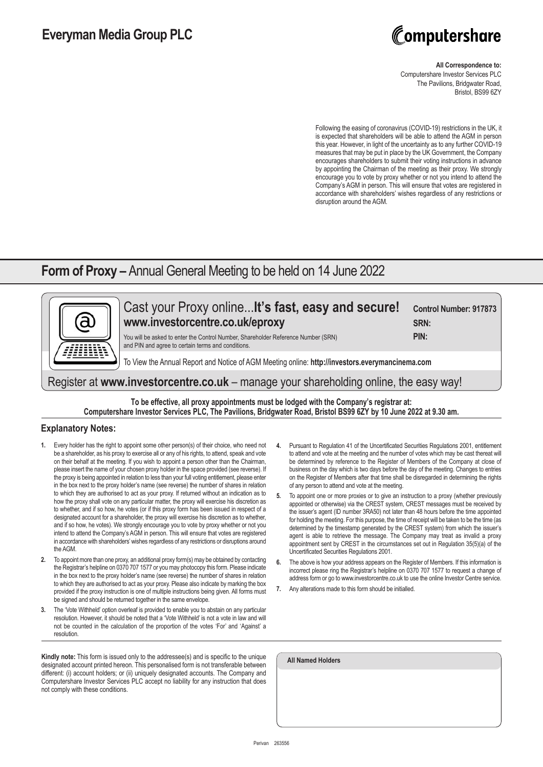# Everyman Media Group PLC

Computershare

**All Correspondence to:**
Computershare Investor Services PLC
The Pavilions, Bridgwater Road,
Bristol, BS99 6ZY

Following the easing of coronavirus (COVID-19) restrictions in the UK, it is expected that shareholders will be able to attend the AGM in person this year. However, in light of the uncertainty as to any further COVID-19 measures that may be put in place by the UK Government, the Company encourages shareholders to submit their voting instructions in advance by appointing the Chairman of the meeting as their proxy. We strongly encourage you to vote by proxy whether or not you intend to attend the Company's AGM in person. This will ensure that votes are registered in accordance with shareholders' wishes regardless of any restrictions or disruption around the AGM.

## **Form of Proxy –** Annual General Meeting to be held on 14 June 2022

Cast your Proxy online...**It's fast, easy and secure!**
**www.investorcentre.co.uk/eproxy**

You will be asked to enter the Control Number, Shareholder Reference Number (SRN) and PIN and agree to certain terms and conditions.

**Control Number: 917873**
**SRN:**
**PIN:**

To View the Annual Report and Notice of AGM Meeting online: **http://investors.everymancinema.com**

Register at **www.investorcentre.co.uk** – manage your shareholding online, the easy way!

**To be effective, all proxy appointments must be lodged with the Company's registrar at: Computershare Investor Services PLC, The Pavilions, Bridgwater Road, Bristol BS99 6ZY by 10 June 2022 at 9.30 am.**

### Explanatory Notes:

1. Every holder has the right to appoint some other person(s) of their choice, who need not be a shareholder, as his proxy to exercise all or any of his rights, to attend, speak and vote on their behalf at the meeting. If you wish to appoint a person other than the Chairman, please insert the name of your chosen proxy holder in the space provided (see reverse). If the proxy is being appointed in relation to less than your full voting entitlement, please enter in the box next to the proxy holder's name (see reverse) the number of shares in relation to which they are authorised to act as your proxy. If returned without an indication as to how the proxy shall vote on any particular matter, the proxy will exercise his discretion as to whether, and if so how, he votes (or if this proxy form has been issued in respect of a designated account for a shareholder, the proxy will exercise his discretion as to whether, and if so how, he votes). We strongly encourage you to vote by proxy whether or not you intend to attend the Company's AGM in person. This will ensure that votes are registered in accordance with shareholders' wishes regardless of any restrictions or disruptions around the AGM.
2. To appoint more than one proxy, an additional proxy form(s) may be obtained by contacting the Registrar's helpline on 0370 707 1577 or you may photocopy this form. Please indicate in the box next to the proxy holder's name (see reverse) the number of shares in relation to which they are authorised to act as your proxy. Please also indicate by marking the box provided if the proxy instruction is one of multiple instructions being given. All forms must be signed and should be returned together in the same envelope.
3. The 'Vote Withheld' option overleaf is provided to enable you to abstain on any particular resolution. However, it should be noted that a 'Vote Withheld' is not a vote in law and will not be counted in the calculation of the proportion of the votes 'For' and 'Against' a resolution.
4. Pursuant to Regulation 41 of the Uncertificated Securities Regulations 2001, entitlement to attend and vote at the meeting and the number of votes which may be cast thereat will be determined by reference to the Register of Members of the Company at close of business on the day which is two days before the day of the meeting. Changes to entries on the Register of Members after that time shall be disregarded in determining the rights of any person to attend and vote at the meeting.
5. To appoint one or more proxies or to give an instruction to a proxy (whether previously appointed or otherwise) via the CREST system, CREST messages must be received by the issuer's agent (ID number 3RA50) not later than 48 hours before the time appointed for holding the meeting. For this purpose, the time of receipt will be taken to be the time (as determined by the timestamp generated by the CREST system) from which the issuer's agent is able to retrieve the message. The Company may treat as invalid a proxy appointment sent by CREST in the circumstances set out in Regulation 35(5)(a) of the Uncertificated Securities Regulations 2001.
6. The above is how your address appears on the Register of Members. If this information is incorrect please ring the Registrar's helpline on 0370 707 1577 to request a change of address form or go to www.investorcentre.co.uk to use the online Investor Centre service.
7. Any alterations made to this form should be initialled.

**Kindly note:** This form is issued only to the addressee(s) and is specific to the unique designated account printed hereon. This personalised form is not transferable between different: (i) account holders; or (ii) uniquely designated accounts. The Company and Computershare Investor Services PLC accept no liability for any instruction that does not comply with these conditions.

**All Named Holders**

Perivan 263556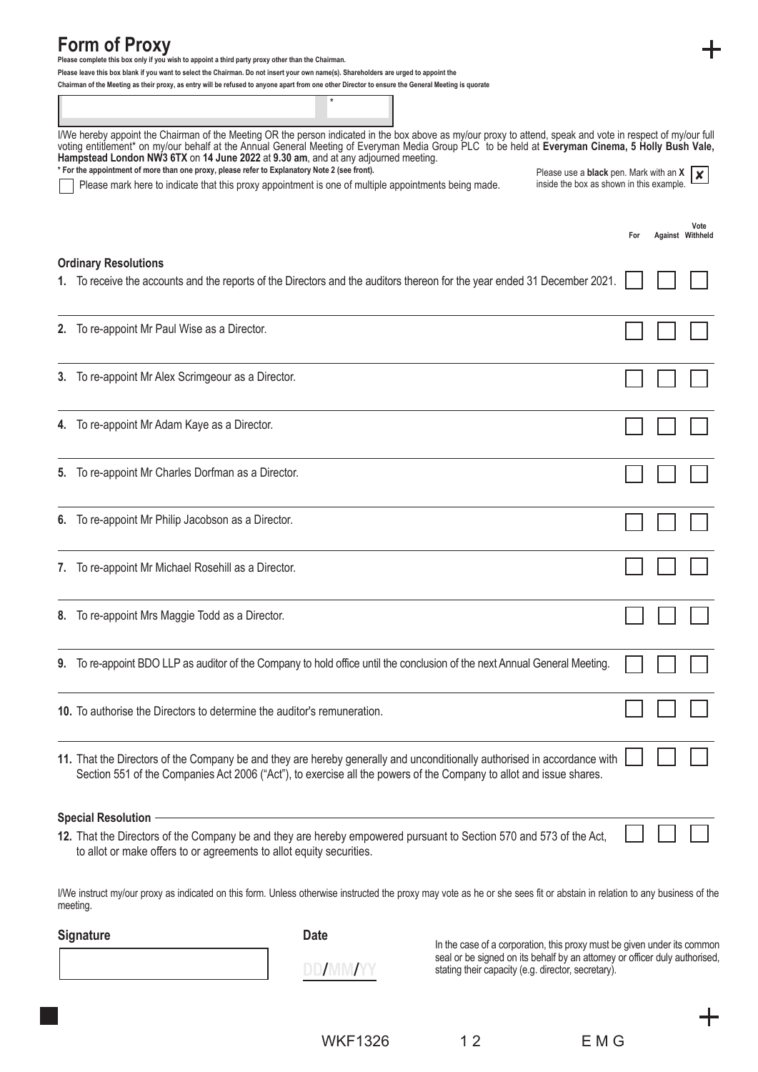# Form of Proxy

**Please complete this box only if you wish to appoint a third party proxy other than the Chairman.**

**Please leave this box blank if you want to select the Chairman. Do not insert your own name(s). Shareholders are urged to appoint the Chairman of the Meeting as their proxy, as entry will be refused to anyone apart from one other Director to ensure the General Meeting is quorate**

| | * |
|---|---|

I/We hereby appoint the Chairman of the Meeting OR the person indicated in the box above as my/our proxy to attend, speak and vote in respect of my/our full voting entitlement* on my/our behalf at the Annual General Meeting of Everyman Media Group PLC to be held at **Everyman Cinema, 5 Holly Bush Vale, Hampstead London NW3 6TX** on **14 June 2022** at **9.30 am**, and at any adjourned meeting.

**\* For the appointment of more than one proxy, please refer to Explanatory Note 2 (see front).**

☐ Please mark here to indicate that this proxy appointment is one of multiple appointments being made.

Please use a **black** pen. Mark with an **X** inside the box as shown in this example. ☒

| | For | Against | Vote Withheld |
|---|---|---|---|
| **Ordinary Resolutions** | | | |
| **1.** To receive the accounts and the reports of the Directors and the auditors thereon for the year ended 31 December 2021. | ☐ | ☐ | ☐ |
| **2.** To re-appoint Mr Paul Wise as a Director. | ☐ | ☐ | ☐ |
| **3.** To re-appoint Mr Alex Scrimgeour as a Director. | ☐ | ☐ | ☐ |
| **4.** To re-appoint Mr Adam Kaye as a Director. | ☐ | ☐ | ☐ |
| **5.** To re-appoint Mr Charles Dorfman as a Director. | ☐ | ☐ | ☐ |
| **6.** To re-appoint Mr Philip Jacobson as a Director. | ☐ | ☐ | ☐ |
| **7.** To re-appoint Mr Michael Rosehill as a Director. | ☐ | ☐ | ☐ |
| **8.** To re-appoint Mrs Maggie Todd as a Director. | ☐ | ☐ | ☐ |
| **9.** To re-appoint BDO LLP as auditor of the Company to hold office until the conclusion of the next Annual General Meeting. | ☐ | ☐ | ☐ |
| **10.** To authorise the Directors to determine the auditor's remuneration. | ☐ | ☐ | ☐ |
| **11.** That the Directors of the Company be and they are hereby generally and unconditionally authorised in accordance with Section 551 of the Companies Act 2006 ("Act"), to exercise all the powers of the Company to allot and issue shares. | ☐ | ☐ | ☐ |
| **Special Resolution** | | | |
| **12.** That the Directors of the Company be and they are hereby empowered pursuant to Section 570 and 573 of the Act, to allot or make offers to or agreements to allot equity securities. | ☐ | ☐ | ☐ |

I/We instruct my/our proxy as indicated on this form. Unless otherwise instructed the proxy may vote as he or she sees fit or abstain in relation to any business of the meeting.

**Signature**

**Date**

DD/MM/YY

In the case of a corporation, this proxy must be given under its common seal or be signed on its behalf by an attorney or officer duly authorised, stating their capacity (e.g. director, secretary).

WKF1326 1 2 E M G